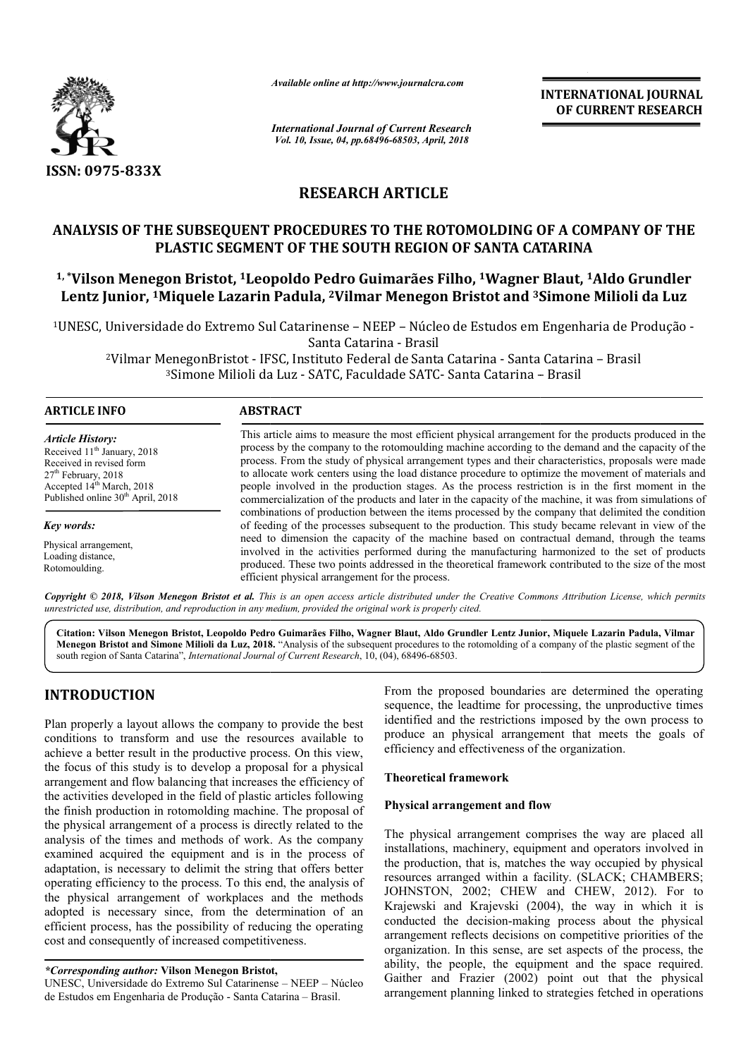*Available online at http://www.journalcra.com*

*International Journal of Current Research*
*Vol. 10, Issue, 04, pp.68496-68503, April, 2018*

**INTERNATIONAL JOURNAL OF CURRENT RESEARCH**

**ISSN: 0975-833X**

## RESEARCH ARTICLE

# ANALYSIS OF THE SUBSEQUENT PROCEDURES TO THE ROTOMOLDING OF A COMPANY OF THE PLASTIC SEGMENT OF THE SOUTH REGION OF SANTA CATARINA

**[1,*]Vilson Menegon Bristot, [1]Leopoldo Pedro Guimarães Filho, [1]Wagner Blaut, [1]Aldo Grundler Lentz Junior, [1]Miquele Lazarin Padula, [2]Vilmar Menegon Bristot and [3]Simone Milioli da Luz**

[1]UNESC, Universidade do Extremo Sul Catarinense – NEEP – Núcleo de Estudos em Engenharia de Produção - Santa Catarina - Brasil

[2]Vilmar MenegonBristot - IFSC, Instituto Federal de Santa Catarina - Santa Catarina – Brasil

[3]Simone Milioli da Luz - SATC, Faculdade SATC- Santa Catarina – Brasil

### ARTICLE INFO

*Article History:*

Received 11th January, 2018
Received in revised form 27th February, 2018
Accepted 14th March, 2018
Published online 30th April, 2018

*Key words:*

Physical arrangement,
Loading distance,
Rotomoulding.

### ABSTRACT

This article aims to measure the most efficient physical arrangement for the products produced in the process by the company to the rotomoulding machine according to the demand and the capacity of the process. From the study of physical arrangement types and their characteristics, proposals were made to allocate work centers using the load distance procedure to optimize the movement of materials and people involved in the production stages. As the process restriction is in the first moment in the commercialization of the products and later in the capacity of the machine, it was from simulations of combinations of production between the items processed by the company that delimited the condition of feeding of the processes subsequent to the production. This study became relevant in view of the need to dimension the capacity of the machine based on contractual demand, through the teams involved in the activities performed during the manufacturing harmonized to the set of products produced. These two points addressed in the theoretical framework contributed to the size of the most efficient physical arrangement for the process.

*Copyright © 2018, Vilson Menegon Bristot et al. This is an open access article distributed under the Creative Commons Attribution License, which permits unrestricted use, distribution, and reproduction in any medium, provided the original work is properly cited.*

**Citation: Vilson Menegon Bristot, Leopoldo Pedro Guimarães Filho, Wagner Blaut, Aldo Grundler Lentz Junior, Miquele Lazarin Padula, Vilmar Menegon Bristot and Simone Milioli da Luz, 2018.** "Analysis of the subsequent procedures to the rotomolding of a company of the plastic segment of the south region of Santa Catarina", *International Journal of Current Research*, 10, (04), 68496-68503.

## INTRODUCTION

Plan properly a layout allows the company to provide the best conditions to transform and use the resources available to achieve a better result in the productive process. On this view, the focus of this study is to develop a proposal for a physical arrangement and flow balancing that increases the efficiency of the activities developed in the field of plastic articles following the finish production in rotomolding machine. The proposal of the physical arrangement of a process is directly related to the analysis of the times and methods of work. As the company examined acquired the equipment and is in the process of adaptation, is necessary to delimit the string that offers better operating efficiency to the process. To this end, the analysis of the physical arrangement of workplaces and the methods adopted is necessary since, from the determination of an efficient process, has the possibility of reducing the operating cost and consequently of increased competitiveness.

From the proposed boundaries are determined the operating sequence, the leadtime for processing, the unproductive times identified and the restrictions imposed by the own process to produce an physical arrangement that meets the goals of efficiency and effectiveness of the organization.

### Theoretical framework

### Physical arrangement and flow

The physical arrangement comprises the way are placed all installations, machinery, equipment and operators involved in the production, that is, matches the way occupied by physical resources arranged within a facility. (SLACK; CHAMBERS; JOHNSTON, 2002; CHEW and CHEW, 2012). For to Krajewski and Krajevski (2004), the way in which it is conducted the decision-making process about the physical arrangement reflects decisions on competitive priorities of the organization. In this sense, are set aspects of the process, the ability, the people, the equipment and the space required. Gaither and Frazier (2002) point out that the physical arrangement planning linked to strategies fetched in operations

---

**\*Corresponding author: Vilson Menegon Bristot,**
UNESC, Universidade do Extremo Sul Catarinense – NEEP – Núcleo de Estudos em Engenharia de Produção - Santa Catarina – Brasil.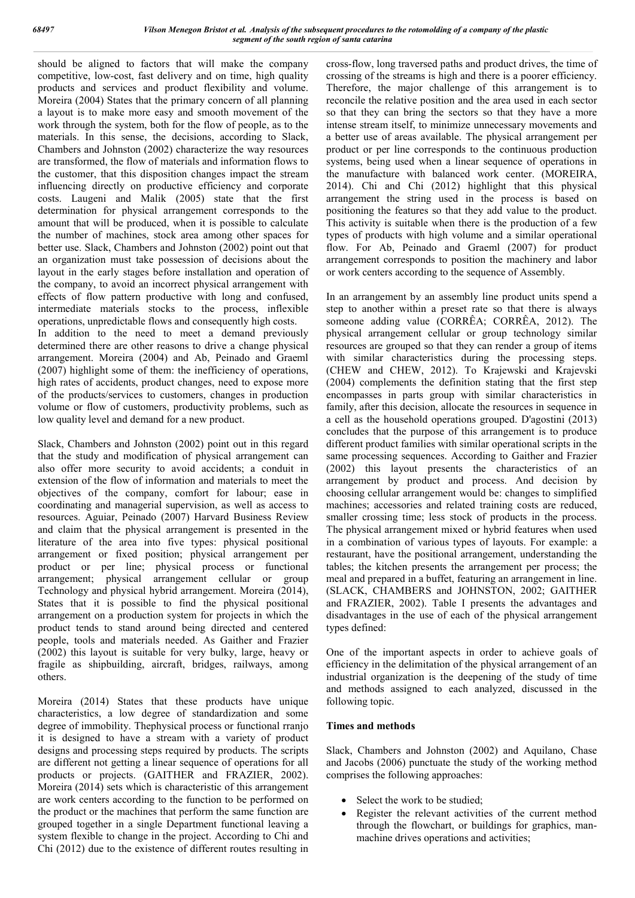should be aligned to factors that will make the company competitive, low-cost, fast delivery and on time, high quality products and services and product flexibility and volume. Moreira (2004) States that the primary concern of all planning a layout is to make more easy and smooth movement of the work through the system, both for the flow of people, as to the materials. In this sense, the decisions, according to Slack, Chambers and Johnston (2002) characterize the way resources are transformed, the flow of materials and information flows to the customer, that this disposition changes impact the stream influencing directly on productive efficiency and corporate costs. Laugeni and Malik (2005) state that the first determination for physical arrangement corresponds to the amount that will be produced, when it is possible to calculate the number of machines, stock area among other spaces for better use. Slack, Chambers and Johnston (2002) point out that an organization must take possession of decisions about the layout in the early stages before installation and operation of the company, to avoid an incorrect physical arrangement with effects of flow pattern productive with long and confused, intermediate materials stocks to the process, inflexible operations, unpredictable flows and consequently high costs.
In addition to the need to meet a demand previously determined there are other reasons to drive a change physical arrangement. Moreira (2004) and Ab, Peinado and Graeml (2007) highlight some of them: the inefficiency of operations, high rates of accidents, product changes, need to expose more of the products/services to customers, changes in production volume or flow of customers, productivity problems, such as low quality level and demand for a new product.

Slack, Chambers and Johnston (2002) point out in this regard that the study and modification of physical arrangement can also offer more security to avoid accidents; a conduit in extension of the flow of information and materials to meet the objectives of the company, comfort for labour; ease in coordinating and managerial supervision, as well as access to resources. Aguiar, Peinado (2007) Harvard Business Review and claim that the physical arrangement is presented in the literature of the area into five types: physical positional arrangement or fixed position; physical arrangement per product or per line; physical process or functional arrangement; physical arrangement cellular or group Technology and physical hybrid arrangement. Moreira (2014), States that it is possible to find the physical positional arrangement on a production system for projects in which the product tends to stand around being directed and centered people, tools and materials needed. As Gaither and Frazier (2002) this layout is suitable for very bulky, large, heavy or fragile as shipbuilding, aircraft, bridges, railways, among others.

Moreira (2014) States that these products have unique characteristics, a low degree of standardization and some degree of immobility. Thephysical process or functional rranjo it is designed to have a stream with a variety of product designs and processing steps required by products. The scripts are different not getting a linear sequence of operations for all products or projects. (GAITHER and FRAZIER, 2002). Moreira (2014) sets which is characteristic of this arrangement are work centers according to the function to be performed on the product or the machines that perform the same function are grouped together in a single Department functional leaving a system flexible to change in the project. According to Chi and Chi (2012) due to the existence of different routes resulting in cross-flow, long traversed paths and product drives, the time of crossing of the streams is high and there is a poorer efficiency. Therefore, the major challenge of this arrangement is to reconcile the relative position and the area used in each sector so that they can bring the sectors so that they have a more intense stream itself, to minimize unnecessary movements and a better use of areas available. The physical arrangement per product or per line corresponds to the continuous production systems, being used when a linear sequence of operations in the manufacture with balanced work center. (MOREIRA, 2014). Chi and Chi (2012) highlight that this physical arrangement the string used in the process is based on positioning the features so that they add value to the product. This activity is suitable when there is the production of a few types of products with high volume and a similar operational flow. For Ab, Peinado and Graeml (2007) for product arrangement corresponds to position the machinery and labor or work centers according to the sequence of Assembly.

In an arrangement by an assembly line product units spend a step to another within a preset rate so that there is always someone adding value (CORRÊA; CORRÊA, 2012). The physical arrangement cellular or group technology similar resources are grouped so that they can render a group of items with similar characteristics during the processing steps. (CHEW and CHEW, 2012). To Krajewski and Krajevski (2004) complements the definition stating that the first step encompasses in parts group with similar characteristics in family, after this decision, allocate the resources in sequence in a cell as the household operations grouped. D'agostini (2013) concludes that the purpose of this arrangement is to produce different product families with similar operational scripts in the same processing sequences. According to Gaither and Frazier (2002) this layout presents the characteristics of an arrangement by product and process. And decision by choosing cellular arrangement would be: changes to simplified machines; accessories and related training costs are reduced, smaller crossing time; less stock of products in the process. The physical arrangement mixed or hybrid features when used in a combination of various types of layouts. For example: a restaurant, have the positional arrangement, understanding the tables; the kitchen presents the arrangement per process; the meal and prepared in a buffet, featuring an arrangement in line. (SLACK, CHAMBERS and JOHNSTON, 2002; GAITHER and FRAZIER, 2002). Table I presents the advantages and disadvantages in the use of each of the physical arrangement types defined:

One of the important aspects in order to achieve goals of efficiency in the delimitation of the physical arrangement of an industrial organization is the deepening of the study of time and methods assigned to each analyzed, discussed in the following topic.

## Times and methods

Slack, Chambers and Johnston (2002) and Aquilano, Chase and Jacobs (2006) punctuate the study of the working method comprises the following approaches:

- Select the work to be studied;
- Register the relevant activities of the current method through the flowchart, or buildings for graphics, man-machine drives operations and activities;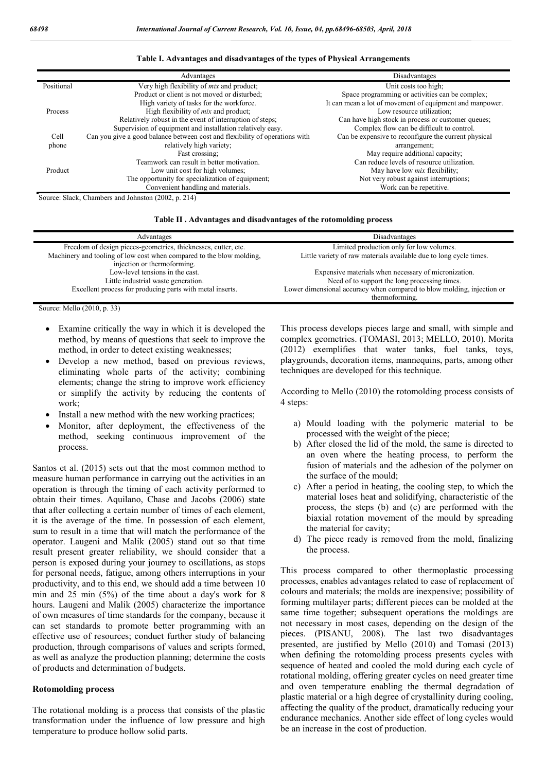**Table I. Advantages and disadvantages of the types of Physical Arrangements**

| | Advantages | Disadvantages |
|---|---|---|
| Positional | Very high flexibility of *mix* and product;<br>Product or client is not moved or disturbed;<br>High variety of tasks for the workforce. | Unit costs too high;<br>Space programming or activities can be complex;<br>It can mean a lot of movement of equipment and manpower. |
| Process | High flexibility of *mix* and product;<br>Relatively robust in the event of interruption of steps;<br>Supervision of equipment and installation relatively easy. | Low resource utilization;<br>Can have high stock in process or customer queues;<br>Complex flow can be difficult to control. |
| Cell phone | Can you give a good balance between cost and flexibility of operations with relatively high variety;<br>Fast crossing;<br>Teamwork can result in better motivation. | Can be expensive to reconfigure the current physical arrangement;<br>May require additional capacity;<br>Can reduce levels of resource utilization. |
| Product | Low unit cost for high volumes;<br>The opportunity for specialization of equipment;<br>Convenient handling and materials. | May have low *mix* flexibility;<br>Not very robust against interruptions;<br>Work can be repetitive. |

Source: Slack, Chambers and Johnston (2002, p. 214)

**Table II . Advantages and disadvantages of the rotomolding process**

| Advantages | Disadvantages |
|---|---|
| Freedom of design pieces-geometries, thicknesses, cutter, etc. | Limited production only for low volumes. |
| Machinery and tooling of low cost when compared to the blow molding, injection or thermoforming. | Little variety of raw materials available due to long cycle times. |
| Low-level tensions in the cast. | Expensive materials when necessary of micronization. |
| Little industrial waste generation. | Need of to support the long processing times. |
| Excellent process for producing parts with metal inserts. | Lower dimensional accuracy when compared to blow molding, injection or thermoforming. |

Source: Mello (2010, p. 33)

- Examine critically the way in which it is developed the method, by means of questions that seek to improve the method, in order to detect existing weaknesses;
- Develop a new method, based on previous reviews, eliminating whole parts of the activity; combining elements; change the string to improve work efficiency or simplify the activity by reducing the contents of work;
- Install a new method with the new working practices;
- Monitor, after deployment, the effectiveness of the method, seeking continuous improvement of the process.

Santos et al. (2015) sets out that the most common method to measure human performance in carrying out the activities in an operation is through the timing of each activity performed to obtain their times. Aquilano, Chase and Jacobs (2006) state that after collecting a certain number of times of each element, it is the average of the time. In possession of each element, sum to result in a time that will match the performance of the operator. Laugeni and Malik (2005) stand out so that time result present greater reliability, we should consider that a person is exposed during your journey to oscillations, as stops for personal needs, fatigue, among others interruptions in your productivity, and to this end, we should add a time between 10 min and 25 min (5%) of the time about a day's work for 8 hours. Laugeni and Malik (2005) characterize the importance of own measures of time standards for the company, because it can set standards to promote better programming with an effective use of resources; conduct further study of balancing production, through comparisons of values and scripts formed, as well as analyze the production planning; determine the costs of products and determination of budgets.

### Rotomolding process

The rotational molding is a process that consists of the plastic transformation under the influence of low pressure and high temperature to produce hollow solid parts.

This process develops pieces large and small, with simple and complex geometries. (TOMASI, 2013; MELLO, 2010). Morita (2012) exemplifies that water tanks, fuel tanks, toys, playgrounds, decoration items, mannequins, parts, among other techniques are developed for this technique.

According to Mello (2010) the rotomolding process consists of 4 steps:

a) Mould loading with the polymeric material to be processed with the weight of the piece;
b) After closed the lid of the mold, the same is directed to an oven where the heating process, to perform the fusion of materials and the adhesion of the polymer on the surface of the mould;
c) After a period in heating, the cooling step, to which the material loses heat and solidifying, characteristic of the process, the steps (b) and (c) are performed with the biaxial rotation movement of the mould by spreading the material for cavity;
d) The piece ready is removed from the mold, finalizing the process.

This process compared to other thermoplastic processing processes, enables advantages related to ease of replacement of colours and materials; the molds are inexpensive; possibility of forming multilayer parts; different pieces can be molded at the same time together; subsequent operations the moldings are not necessary in most cases, depending on the design of the pieces. (PISANU, 2008). The last two disadvantages presented, are justified by Mello (2010) and Tomasi (2013) when defining the rotomolding process presents cycles with sequence of heated and cooled the mold during each cycle of rotational molding, offering greater cycles on need greater time and oven temperature enabling the thermal degradation of plastic material or a high degree of crystallinity during cooling, affecting the quality of the product, dramatically reducing your endurance mechanics. Another side effect of long cycles would be an increase in the cost of production.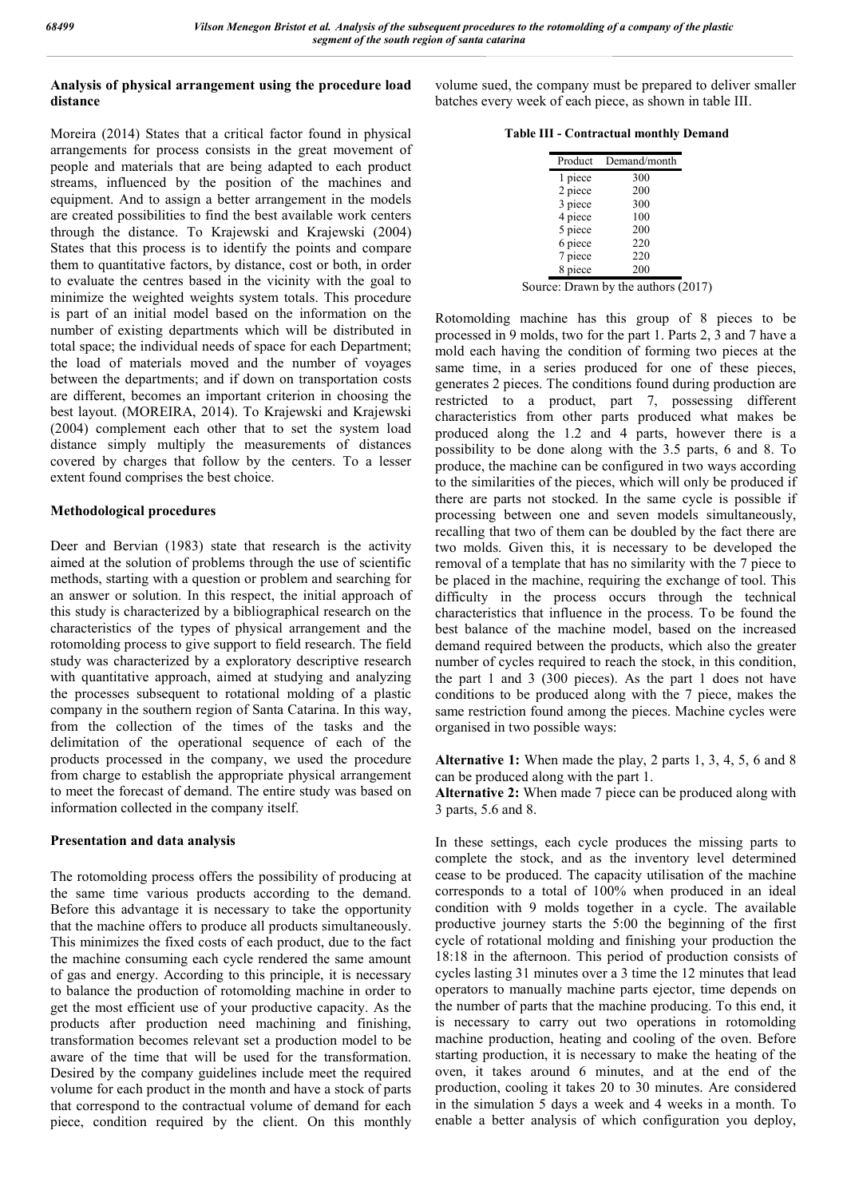## Analysis of physical arrangement using the procedure load distance

Moreira (2014) States that a critical factor found in physical arrangements for process consists in the great movement of people and materials that are being adapted to each product streams, influenced by the position of the machines and equipment. And to assign a better arrangement in the models are created possibilities to find the best available work centers through the distance. To Krajewski and Krajewski (2004) States that this process is to identify the points and compare them to quantitative factors, by distance, cost or both, in order to evaluate the centres based in the vicinity with the goal to minimize the weighted weights system totals. This procedure is part of an initial model based on the information on the number of existing departments which will be distributed in total space; the individual needs of space for each Department; the load of materials moved and the number of voyages between the departments; and if down on transportation costs are different, becomes an important criterion in choosing the best layout. (MOREIRA, 2014). To Krajewski and Krajewski (2004) complement each other that to set the system load distance simply multiply the measurements of distances covered by charges that follow by the centers. To a lesser extent found comprises the best choice.

## Methodological procedures

Deer and Bervian (1983) state that research is the activity aimed at the solution of problems through the use of scientific methods, starting with a question or problem and searching for an answer or solution. In this respect, the initial approach of this study is characterized by a bibliographical research on the characteristics of the types of physical arrangement and the rotomolding process to give support to field research. The field study was characterized by a exploratory descriptive research with quantitative approach, aimed at studying and analyzing the processes subsequent to rotational molding of a plastic company in the southern region of Santa Catarina. In this way, from the collection of the times of the tasks and the delimitation of the operational sequence of each of the products processed in the company, we used the procedure from charge to establish the appropriate physical arrangement to meet the forecast of demand. The entire study was based on information collected in the company itself.

## Presentation and data analysis

The rotomolding process offers the possibility of producing at the same time various products according to the demand. Before this advantage it is necessary to take the opportunity that the machine offers to produce all products simultaneously. This minimizes the fixed costs of each product, due to the fact the machine consuming each cycle rendered the same amount of gas and energy. According to this principle, it is necessary to balance the production of rotomolding machine in order to get the most efficient use of your productive capacity. As the products after production need machining and finishing, transformation becomes relevant set a production model to be aware of the time that will be used for the transformation. Desired by the company guidelines include meet the required volume for each product in the month and have a stock of parts that correspond to the contractual volume of demand for each piece, condition required by the client. On this monthly volume sued, the company must be prepared to deliver smaller batches every week of each piece, as shown in table III.

**Table III - Contractual monthly Demand**

| Product | Demand/month |
|---|---|
| 1 piece | 300 |
| 2 piece | 200 |
| 3 piece | 300 |
| 4 piece | 100 |
| 5 piece | 200 |
| 6 piece | 220 |
| 7 piece | 220 |
| 8 piece | 200 |

Source: Drawn by the authors (2017)

Rotomolding machine has this group of 8 pieces to be processed in 9 molds, two for the part 1. Parts 2, 3 and 7 have a mold each having the condition of forming two pieces at the same time, in a series produced for one of these pieces, generates 2 pieces. The conditions found during production are restricted to a product, part 7, possessing different characteristics from other parts produced what makes be produced along the 1.2 and 4 parts, however there is a possibility to be done along with the 3.5 parts, 6 and 8. To produce, the machine can be configured in two ways according to the similarities of the pieces, which will only be produced if there are parts not stocked. In the same cycle is possible if processing between one and seven models simultaneously, recalling that two of them can be doubled by the fact there are two molds. Given this, it is necessary to be developed the removal of a template that has no similarity with the 7 piece to be placed in the machine, requiring the exchange of tool. This difficulty in the process occurs through the technical characteristics that influence in the process. To be found the best balance of the machine model, based on the increased demand required between the products, which also the greater number of cycles required to reach the stock, in this condition, the part 1 and 3 (300 pieces). As the part 1 does not have conditions to be produced along with the 7 piece, makes the same restriction found among the pieces. Machine cycles were organised in two possible ways:

**Alternative 1:** When made the play, 2 parts 1, 3, 4, 5, 6 and 8 can be produced along with the part 1.

**Alternative 2:** When made 7 piece can be produced along with 3 parts, 5.6 and 8.

In these settings, each cycle produces the missing parts to complete the stock, and as the inventory level determined cease to be produced. The capacity utilisation of the machine corresponds to a total of 100% when produced in an ideal condition with 9 molds together in a cycle. The available productive journey starts the 5:00 the beginning of the first cycle of rotational molding and finishing your production the 18:18 in the afternoon. This period of production consists of cycles lasting 31 minutes over a 3 time the 12 minutes that lead operators to manually machine parts ejector, time depends on the number of parts that the machine producing. To this end, it is necessary to carry out two operations in rotomolding machine production, heating and cooling of the oven. Before starting production, it is necessary to make the heating of the oven, it takes around 6 minutes, and at the end of the production, cooling it takes 20 to 30 minutes. Are considered in the simulation 5 days a week and 4 weeks in a month. To enable a better analysis of which configuration you deploy,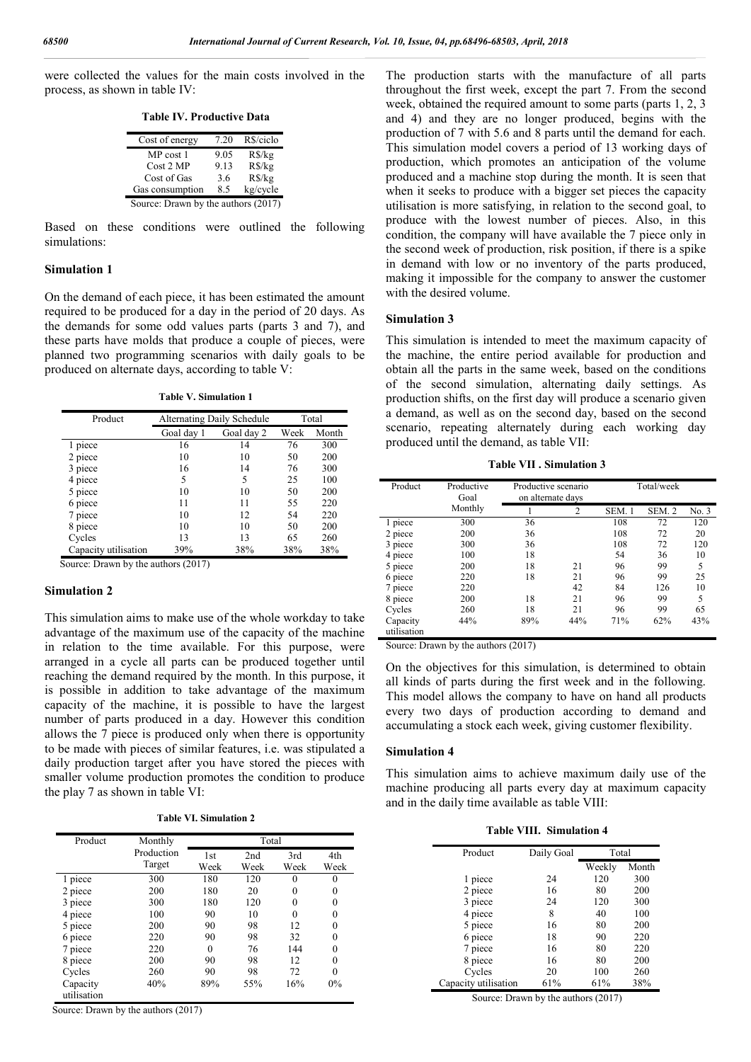were collected the values for the main costs involved in the process, as shown in table IV:

**Table IV. Productive Data**

| Cost of energy | 7.20 | R$/ciclo |
|---|---|---|
| MP cost 1 | 9.05 | R$/kg |
| Cost 2 MP | 9.13 | R$/kg |
| Cost of Gas | 3.6 | R$/kg |
| Gas consumption | 8.5 | kg/cycle |

Source: Drawn by the authors (2017)

Based on these conditions were outlined the following simulations:

### Simulation 1

On the demand of each piece, it has been estimated the amount required to be produced for a day in the period of 20 days. As the demands for some odd values parts (parts 3 and 7), and these parts have molds that produce a couple of pieces, were planned two programming scenarios with daily goals to be produced on alternate days, according to table V:

**Table V. Simulation 1**

| Product | Alternating Daily Schedule | | Total | |
|---|---|---|---|---|
| | Goal day 1 | Goal day 2 | Week | Month |
| 1 piece | 16 | 14 | 76 | 300 |
| 2 piece | 10 | 10 | 50 | 200 |
| 3 piece | 16 | 14 | 76 | 300 |
| 4 piece | 5 | 5 | 25 | 100 |
| 5 piece | 10 | 10 | 50 | 200 |
| 6 piece | 11 | 11 | 55 | 220 |
| 7 piece | 10 | 12 | 54 | 220 |
| 8 piece | 10 | 10 | 50 | 200 |
| Cycles | 13 | 13 | 65 | 260 |
| Capacity utilisation | 39% | 38% | 38% | 38% |

Source: Drawn by the authors (2017)

### Simulation 2

This simulation aims to make use of the whole workday to take advantage of the maximum use of the capacity of the machine in relation to the time available. For this purpose, were arranged in a cycle all parts can be produced together until reaching the demand required by the month. In this purpose, it is possible in addition to take advantage of the maximum capacity of the machine, it is possible to have the largest number of parts produced in a day. However this condition allows the 7 piece is produced only when there is opportunity to be made with pieces of similar features, i.e. was stipulated a daily production target after you have stored the pieces with smaller volume production promotes the condition to produce the play 7 as shown in table VI:

**Table VI. Simulation 2**

| Product | Monthly Production Target | Total | | | |
|---|---|---|---|---|---|
| | | 1st Week | 2nd Week | 3rd Week | 4th Week |
| 1 piece | 300 | 180 | 120 | 0 | 0 |
| 2 piece | 200 | 180 | 20 | 0 | 0 |
| 3 piece | 300 | 180 | 120 | 0 | 0 |
| 4 piece | 100 | 90 | 10 | 0 | 0 |
| 5 piece | 200 | 90 | 98 | 12 | 0 |
| 6 piece | 220 | 90 | 98 | 32 | 0 |
| 7 piece | 220 | 0 | 76 | 144 | 0 |
| 8 piece | 200 | 90 | 98 | 12 | 0 |
| Cycles | 260 | 90 | 98 | 72 | 0 |
| Capacity utilisation | 40% | 89% | 55% | 16% | 0% |

Source: Drawn by the authors (2017)

The production starts with the manufacture of all parts throughout the first week, except the part 7. From the second week, obtained the required amount to some parts (parts 1, 2, 3 and 4) and they are no longer produced, begins with the production of 7 with 5.6 and 8 parts until the demand for each. This simulation model covers a period of 13 working days of production, which promotes an anticipation of the volume produced and a machine stop during the month. It is seen that when it seeks to produce with a bigger set pieces the capacity utilisation is more satisfying, in relation to the second goal, to produce with the lowest number of pieces. Also, in this condition, the company will have available the 7 piece only in the second week of production, risk position, if there is a spike in demand with low or no inventory of the parts produced, making it impossible for the company to answer the customer with the desired volume.

### Simulation 3

This simulation is intended to meet the maximum capacity of the machine, the entire period available for production and obtain all the parts in the same week, based on the conditions of the second simulation, alternating daily settings. As production shifts, on the first day will produce a scenario given a demand, as well as on the second day, based on the second scenario, repeating alternately during each working day produced until the demand, as table VII:

**Table VII . Simulation 3**

| Product | Productive Goal Monthly | Productive scenario on alternate days | | Total/week | | |
|---|---|---|---|---|---|---|
| | | 1 | 2 | SEM. 1 | SEM. 2 | No. 3 |
| 1 piece | 300 | 36 | | 108 | 72 | 120 |
| 2 piece | 200 | 36 | | 108 | 72 | 20 |
| 3 piece | 300 | 36 | | 108 | 72 | 120 |
| 4 piece | 100 | 18 | | 54 | 36 | 10 |
| 5 piece | 200 | 18 | 21 | 96 | 99 | 5 |
| 6 piece | 220 | 18 | 21 | 96 | 99 | 25 |
| 7 piece | 220 | | 42 | 84 | 126 | 10 |
| 8 piece | 200 | 18 | 21 | 96 | 99 | 5 |
| Cycles | 260 | 18 | 21 | 96 | 99 | 65 |
| Capacity utilisation | 44% | 89% | 44% | 71% | 62% | 43% |

Source: Drawn by the authors (2017)

On the objectives for this simulation, is determined to obtain all kinds of parts during the first week and in the following. This model allows the company to have on hand all products every two days of production according to demand and accumulating a stock each week, giving customer flexibility.

### Simulation 4

This simulation aims to achieve maximum daily use of the machine producing all parts every day at maximum capacity and in the daily time available as table VIII:

**Table VIII. Simulation 4**

| Product | Daily Goal | Total | |
|---|---|---|---|
| | | Weekly | Month |
| 1 piece | 24 | 120 | 300 |
| 2 piece | 16 | 80 | 200 |
| 3 piece | 24 | 120 | 300 |
| 4 piece | 8 | 40 | 100 |
| 5 piece | 16 | 80 | 200 |
| 6 piece | 18 | 90 | 220 |
| 7 piece | 16 | 80 | 220 |
| 8 piece | 16 | 80 | 200 |
| Cycles | 20 | 100 | 260 |
| Capacity utilisation | 61% | 61% | 38% |

Source: Drawn by the authors (2017)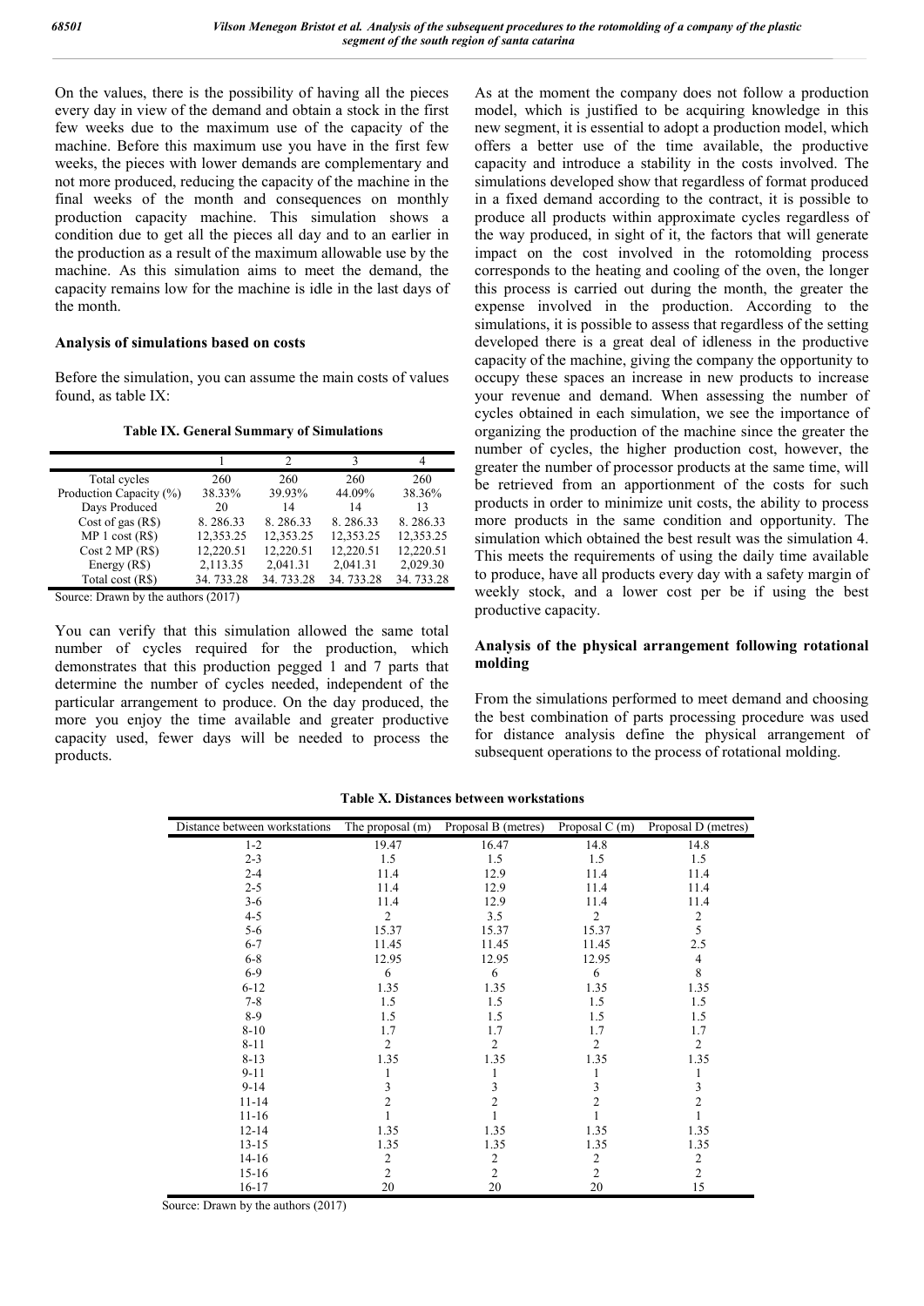On the values, there is the possibility of having all the pieces every day in view of the demand and obtain a stock in the first few weeks due to the maximum use of the capacity of the machine. Before this maximum use you have in the first few weeks, the pieces with lower demands are complementary and not more produced, reducing the capacity of the machine in the final weeks of the month and consequences on monthly production capacity machine. This simulation shows a condition due to get all the pieces all day and to an earlier in the production as a result of the maximum allowable use by the machine. As this simulation aims to meet the demand, the capacity remains low for the machine is idle in the last days of the month.

**Analysis of simulations based on costs**

Before the simulation, you can assume the main costs of values found, as table IX:

**Table IX. General Summary of Simulations**

| | 1 | 2 | 3 | 4 |
|---|---|---|---|---|
| Total cycles | 260 | 260 | 260 | 260 |
| Production Capacity (%) | 38.33% | 39.93% | 44.09% | 38.36% |
| Days Produced | 20 | 14 | 14 | 13 |
| Cost of gas (R$) | 8. 286.33 | 8. 286.33 | 8. 286.33 | 8. 286.33 |
| MP 1 cost (R$) | 12,353.25 | 12,353.25 | 12,353.25 | 12,353.25 |
| Cost 2 MP (R$) | 12,220.51 | 12,220.51 | 12,220.51 | 12,220.51 |
| Energy (R$) | 2,113.35 | 2,041.31 | 2,041.31 | 2,029.30 |
| Total cost (R$) | 34. 733.28 | 34. 733.28 | 34. 733.28 | 34. 733.28 |

Source: Drawn by the authors (2017)

You can verify that this simulation allowed the same total number of cycles required for the production, which demonstrates that this production pegged 1 and 7 parts that determine the number of cycles needed, independent of the particular arrangement to produce. On the day produced, the more you enjoy the time available and greater productive capacity used, fewer days will be needed to process the products.

As at the moment the company does not follow a production model, which is justified to be acquiring knowledge in this new segment, it is essential to adopt a production model, which offers a better use of the time available, the productive capacity and introduce a stability in the costs involved. The simulations developed show that regardless of format produced in a fixed demand according to the contract, it is possible to produce all products within approximate cycles regardless of the way produced, in sight of it, the factors that will generate impact on the cost involved in the rotomolding process corresponds to the heating and cooling of the oven, the longer this process is carried out during the month, the greater the expense involved in the production. According to the simulations, it is possible to assess that regardless of the setting developed there is a great deal of idleness in the productive capacity of the machine, giving the company the opportunity to occupy these spaces an increase in new products to increase your revenue and demand. When assessing the number of cycles obtained in each simulation, we see the importance of organizing the production of the machine since the greater the number of cycles, the higher production cost, however, the greater the number of processor products at the same time, will be retrieved from an apportionment of the costs for such products in order to minimize unit costs, the ability to process more products in the same condition and opportunity. The simulation which obtained the best result was the simulation 4. This meets the requirements of using the daily time available to produce, have all products every day with a safety margin of weekly stock, and a lower cost per be if using the best productive capacity.

**Analysis of the physical arrangement following rotational molding**

From the simulations performed to meet demand and choosing the best combination of parts processing procedure was used for distance analysis define the physical arrangement of subsequent operations to the process of rotational molding.

**Table X. Distances between workstations**

| Distance between workstations | The proposal (m) | Proposal B (metres) | Proposal C (m) | Proposal D (metres) |
|---|---|---|---|---|
| 1-2 | 19.47 | 16.47 | 14.8 | 14.8 |
| 2-3 | 1.5 | 1.5 | 1.5 | 1.5 |
| 2-4 | 11.4 | 12.9 | 11.4 | 11.4 |
| 2-5 | 11.4 | 12.9 | 11.4 | 11.4 |
| 3-6 | 11.4 | 12.9 | 11.4 | 11.4 |
| 4-5 | 2 | 3.5 | 2 | 2 |
| 5-6 | 15.37 | 15.37 | 15.37 | 5 |
| 6-7 | 11.45 | 11.45 | 11.45 | 2.5 |
| 6-8 | 12.95 | 12.95 | 12.95 | 4 |
| 6-9 | 6 | 6 | 6 | 8 |
| 6-12 | 1.35 | 1.35 | 1.35 | 1.35 |
| 7-8 | 1.5 | 1.5 | 1.5 | 1.5 |
| 8-9 | 1.5 | 1.5 | 1.5 | 1.5 |
| 8-10 | 1.7 | 1.7 | 1.7 | 1.7 |
| 8-11 | 2 | 2 | 2 | 2 |
| 8-13 | 1.35 | 1.35 | 1.35 | 1.35 |
| 9-11 | 1 | 1 | 1 | 1 |
| 9-14 | 3 | 3 | 3 | 3 |
| 11-14 | 2 | 2 | 2 | 2 |
| 11-16 | 1 | 1 | 1 | 1 |
| 12-14 | 1.35 | 1.35 | 1.35 | 1.35 |
| 13-15 | 1.35 | 1.35 | 1.35 | 1.35 |
| 14-16 | 2 | 2 | 2 | 2 |
| 15-16 | 2 | 2 | 2 | 2 |
| 16-17 | 20 | 20 | 20 | 15 |

Source: Drawn by the authors (2017)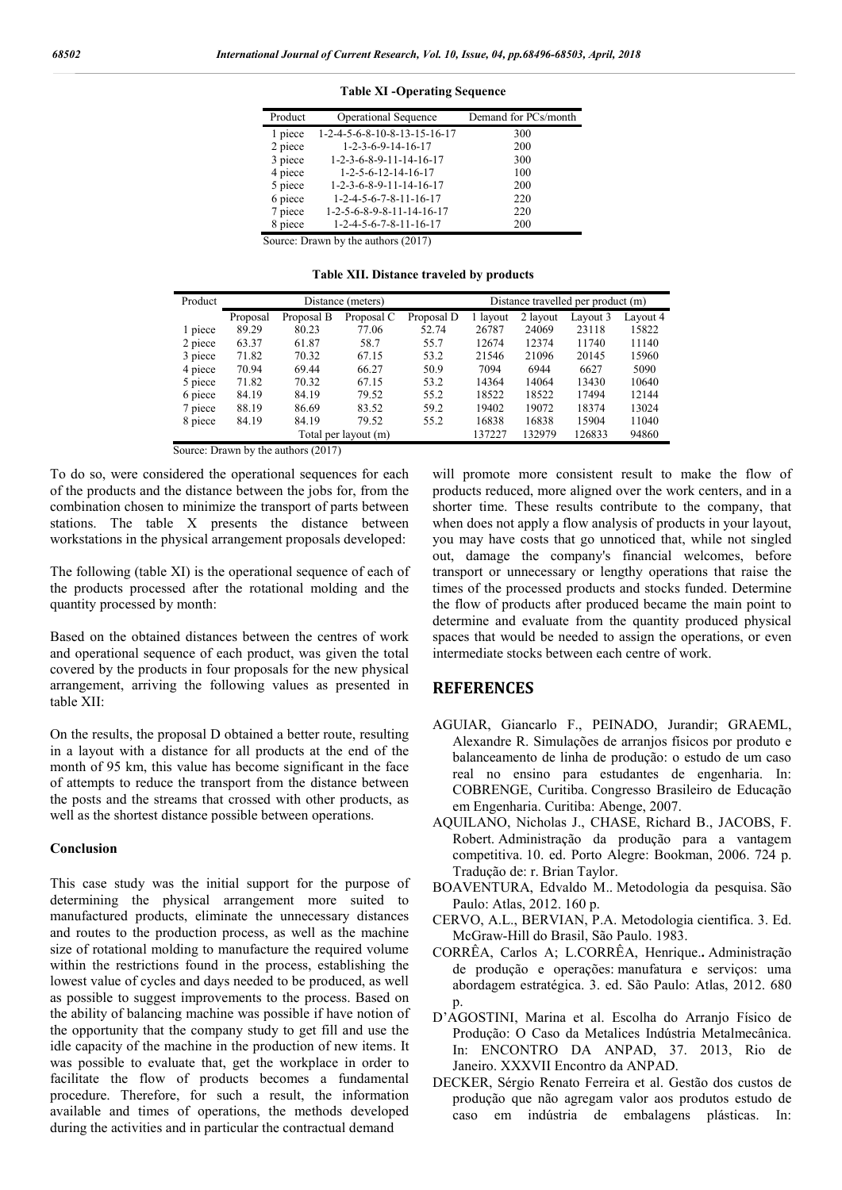**Table XI -Operating Sequence**

| Product | Operational Sequence | Demand for PCs/month |
|---|---|---|
| 1 piece | 1-2-4-5-6-8-10-8-13-15-16-17 | 300 |
| 2 piece | 1-2-3-6-9-14-16-17 | 200 |
| 3 piece | 1-2-3-6-8-9-11-14-16-17 | 300 |
| 4 piece | 1-2-5-6-12-14-16-17 | 100 |
| 5 piece | 1-2-3-6-8-9-11-14-16-17 | 200 |
| 6 piece | 1-2-4-5-6-7-8-11-16-17 | 220 |
| 7 piece | 1-2-5-6-8-9-8-11-14-16-17 | 220 |
| 8 piece | 1-2-4-5-6-7-8-11-16-17 | 200 |

Source: Drawn by the authors (2017)

**Table XII. Distance traveled by products**

| Product | Distance (meters) | | | | Distance travelled per product (m) | | | |
|---|---|---|---|---|---|---|---|---|
| | Proposal | Proposal B | Proposal C | Proposal D | 1 layout | 2 layout | Layout 3 | Layout 4 |
| 1 piece | 89.29 | 80.23 | 77.06 | 52.74 | 26787 | 24069 | 23118 | 15822 |
| 2 piece | 63.37 | 61.87 | 58.7 | 55.7 | 12674 | 12374 | 11740 | 11140 |
| 3 piece | 71.82 | 70.32 | 67.15 | 53.2 | 21546 | 21096 | 20145 | 15960 |
| 4 piece | 70.94 | 69.44 | 66.27 | 50.9 | 7094 | 6944 | 6627 | 5090 |
| 5 piece | 71.82 | 70.32 | 67.15 | 53.2 | 14364 | 14064 | 13430 | 10640 |
| 6 piece | 84.19 | 84.19 | 79.52 | 55.2 | 18522 | 18522 | 17494 | 12144 |
| 7 piece | 88.19 | 86.69 | 83.52 | 59.2 | 19402 | 19072 | 18374 | 13024 |
| 8 piece | 84.19 | 84.19 | 79.52 | 55.2 | 16838 | 16838 | 15904 | 11040 |
| | Total per layout (m) | | | | 137227 | 132979 | 126833 | 94860 |

Source: Drawn by the authors (2017)

To do so, were considered the operational sequences for each of the products and the distance between the jobs for, from the combination chosen to minimize the transport of parts between stations. The table X presents the distance between workstations in the physical arrangement proposals developed:

The following (table XI) is the operational sequence of each of the products processed after the rotational molding and the quantity processed by month:

Based on the obtained distances between the centres of work and operational sequence of each product, was given the total covered by the products in four proposals for the new physical arrangement, arriving the following values as presented in table XII:

On the results, the proposal D obtained a better route, resulting in a layout with a distance for all products at the end of the month of 95 km, this value has become significant in the face of attempts to reduce the transport from the distance between the posts and the streams that crossed with other products, as well as the shortest distance possible between operations.

### Conclusion

This case study was the initial support for the purpose of determining the physical arrangement more suited to manufactured products, eliminate the unnecessary distances and routes to the production process, as well as the machine size of rotational molding to manufacture the required volume within the restrictions found in the process, establishing the lowest value of cycles and days needed to be produced, as well as possible to suggest improvements to the process. Based on the ability of balancing machine was possible if have notion of the opportunity that the company study to get fill and use the idle capacity of the machine in the production of new items. It was possible to evaluate that, get the workplace in order to facilitate the flow of products becomes a fundamental procedure. Therefore, for such a result, the information available and times of operations, the methods developed during the activities and in particular the contractual demand will promote more consistent result to make the flow of products reduced, more aligned over the work centers, and in a shorter time. These results contribute to the company, that when does not apply a flow analysis of products in your layout, you may have costs that go unnoticed that, while not singled out, damage the company's financial welcomes, before transport or unnecessary or lengthy operations that raise the times of the processed products and stocks funded. Determine the flow of products after produced became the main point to determine and evaluate from the quantity produced physical spaces that would be needed to assign the operations, or even intermediate stocks between each centre of work.

## REFERENCES

AGUIAR, Giancarlo F., PEINADO, Jurandir; GRAEML, Alexandre R. Simulações de arranjos físicos por produto e balanceamento de linha de produção: o estudo de um caso real no ensino para estudantes de engenharia. In: COBRENGE, Curitiba. Congresso Brasileiro de Educação em Engenharia. Curitiba: Abenge, 2007.

AQUILANO, Nicholas J., CHASE, Richard B., JACOBS, F. Robert. Administração da produção para a vantagem competitiva. 10. ed. Porto Alegre: Bookman, 2006. 724 p. Tradução de: r. Brian Taylor.

BOAVENTURA, Edvaldo M.. Metodologia da pesquisa. São Paulo: Atlas, 2012. 160 p.

CERVO, A.L., BERVIAN, P.A. Metodologia cientifica. 3. Ed. McGraw-Hill do Brasil, São Paulo. 1983.

CORRÊA, Carlos A; L.CORRÊA, Henrique.. Administração de produção e operações: manufatura e serviços: uma abordagem estratégica. 3. ed. São Paulo: Atlas, 2012. 680 p.

D'AGOSTINI, Marina et al. Escolha do Arranjo Físico de Produção: O Caso da Metalices Indústria Metalmecânica. In: ENCONTRO DA ANPAD, 37. 2013, Rio de Janeiro. XXXVII Encontro da ANPAD.

DECKER, Sérgio Renato Ferreira et al. Gestão dos custos de produção que não agregam valor aos produtos estudo de caso em indústria de embalagens plásticas. In: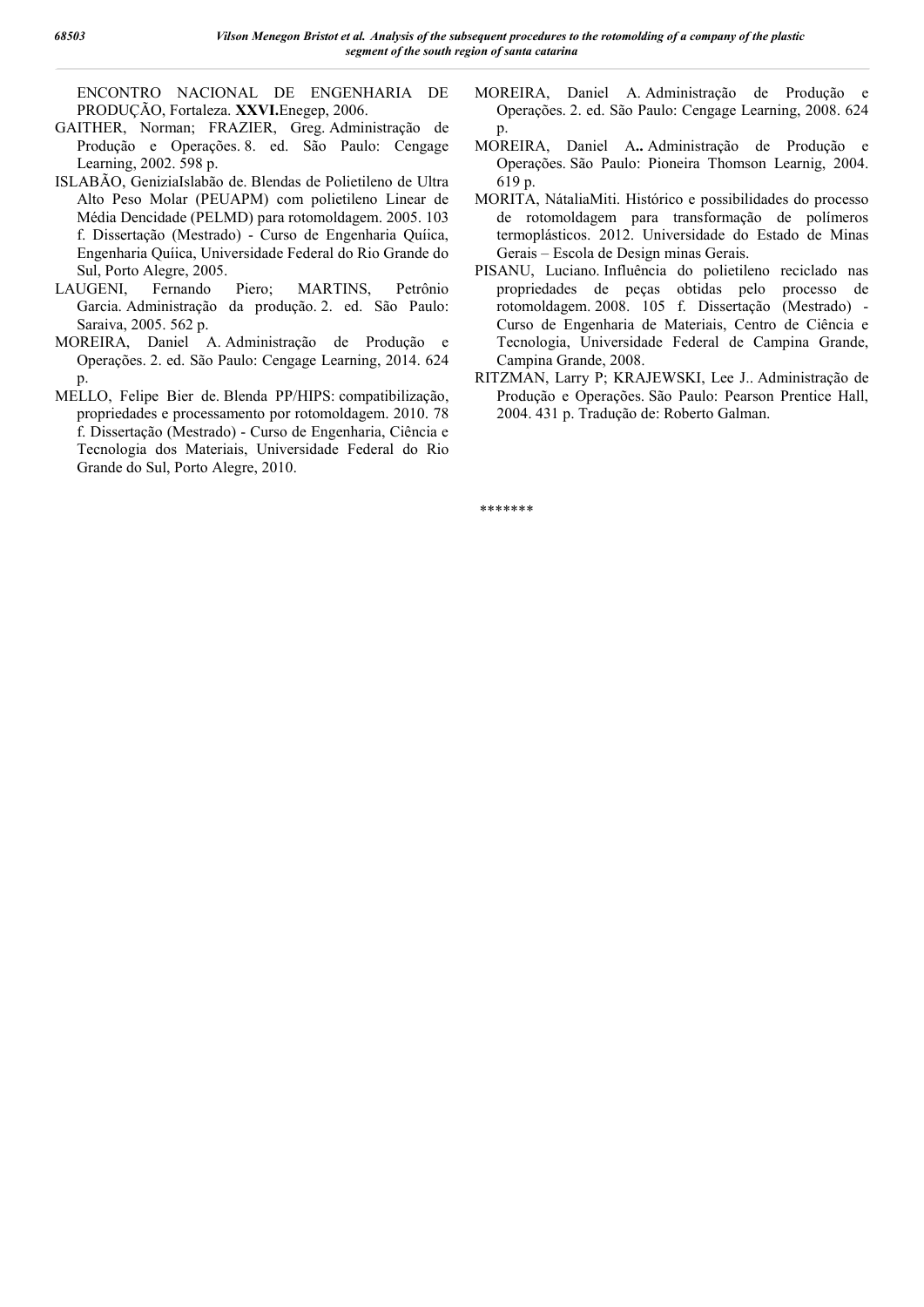ENCONTRO NACIONAL DE ENGENHARIA DE PRODUÇÃO, Fortaleza. **XXVI.**Enegep, 2006.

GAITHER, Norman; FRAZIER, Greg. Administração de Produção e Operações. 8. ed. São Paulo: Cengage Learning, 2002. 598 p.

ISLABÃO, GeniziaIslabão de. Blendas de Polietileno de Ultra Alto Peso Molar (PEUAPM) com polietileno Linear de Média Dencidade (PELMD) para rotomoldagem. 2005. 103 f. Dissertação (Mestrado) - Curso de Engenharia Quíica, Engenharia Quíica, Universidade Federal do Rio Grande do Sul, Porto Alegre, 2005.

LAUGENI, Fernando Piero; MARTINS, Petrônio Garcia. Administração da produção. 2. ed. São Paulo: Saraiva, 2005. 562 p.

MOREIRA, Daniel A. Administração de Produção e Operações. 2. ed. São Paulo: Cengage Learning, 2014. 624 p.

MELLO, Felipe Bier de. Blenda PP/HIPS: compatibilização, propriedades e processamento por rotomoldagem. 2010. 78 f. Dissertação (Mestrado) - Curso de Engenharia, Ciência e Tecnologia dos Materiais, Universidade Federal do Rio Grande do Sul, Porto Alegre, 2010.

MOREIRA, Daniel A. Administração de Produção e Operações. 2. ed. São Paulo: Cengage Learning, 2008. 624 p.

MOREIRA, Daniel A**..** Administração de Produção e Operações. São Paulo: Pioneira Thomson Learnig, 2004. 619 p.

MORITA, NátaliaMiti. Histórico e possibilidades do processo de rotomoldagem para transformação de polímeros termoplásticos. 2012. Universidade do Estado de Minas Gerais – Escola de Design minas Gerais.

PISANU, Luciano. Influência do polietileno reciclado nas propriedades de peças obtidas pelo processo de rotomoldagem. 2008. 105 f. Dissertação (Mestrado) - Curso de Engenharia de Materiais, Centro de Ciência e Tecnologia, Universidade Federal de Campina Grande, Campina Grande, 2008.

RITZMAN, Larry P; KRAJEWSKI, Lee J.. Administração de Produção e Operações. São Paulo: Pearson Prentice Hall, 2004. 431 p. Tradução de: Roberto Galman.

*******